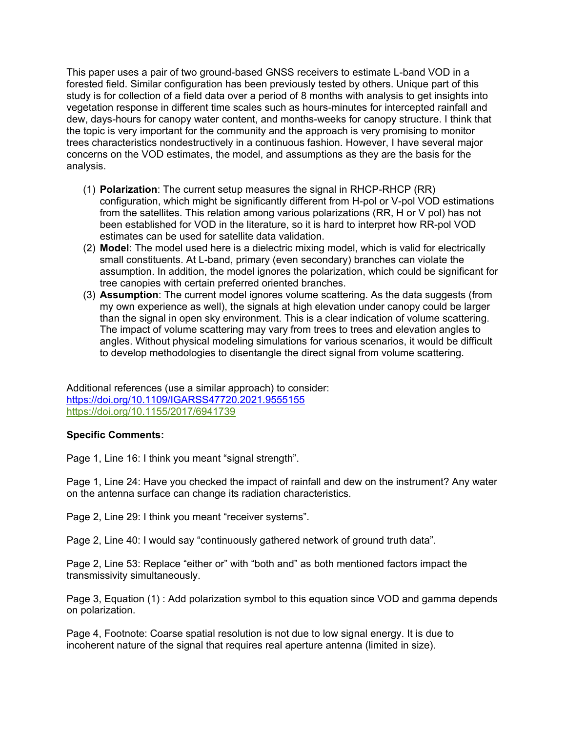This paper uses a pair of two ground-based GNSS receivers to estimate L-band VOD in a forested field. Similar configuration has been previously tested by others. Unique part of this study is for collection of a field data over a period of 8 months with analysis to get insights into vegetation response in different time scales such as hours-minutes for intercepted rainfall and dew, days-hours for canopy water content, and months-weeks for canopy structure. I think that the topic is very important for the community and the approach is very promising to monitor trees characteristics nondestructively in a continuous fashion. However, I have several major concerns on the VOD estimates, the model, and assumptions as they are the basis for the analysis.

(1) **Polarization**: The current setup measures the signal in RHCP-RHCP (RR) configuration, which might be significantly different from H-pol or V-pol VOD estimations from the satellites. This relation among various polarizations (RR, H or V pol) has not been established for VOD in the literature, so it is hard to interpret how RR-pol VOD estimates can be used for satellite data validation.

(2) **Model**: The model used here is a dielectric mixing model, which is valid for electrically small constituents. At L-band, primary (even secondary) branches can violate the assumption. In addition, the model ignores the polarization, which could be significant for tree canopies with certain preferred oriented branches.

(3) **Assumption**: The current model ignores volume scattering. As the data suggests (from my own experience as well), the signals at high elevation under canopy could be larger than the signal in open sky environment. This is a clear indication of volume scattering. The impact of volume scattering may vary from trees to trees and elevation angles to angles. Without physical modeling simulations for various scenarios, it would be difficult to develop methodologies to disentangle the direct signal from volume scattering.

Additional references (use a similar approach) to consider:
https://doi.org/10.1109/IGARSS47720.2021.9555155
https://doi.org/10.1155/2017/6941739

**Specific Comments:**

Page 1, Line 16: I think you meant "signal strength".

Page 1, Line 24: Have you checked the impact of rainfall and dew on the instrument? Any water on the antenna surface can change its radiation characteristics.

Page 2, Line 29: I think you meant "receiver systems".

Page 2, Line 40: I would say "continuously gathered network of ground truth data".

Page 2, Line 53: Replace "either or" with "both and" as both mentioned factors impact the transmissivity simultaneously.

Page 3, Equation (1) : Add polarization symbol to this equation since VOD and gamma depends on polarization.

Page 4, Footnote: Coarse spatial resolution is not due to low signal energy. It is due to incoherent nature of the signal that requires real aperture antenna (limited in size).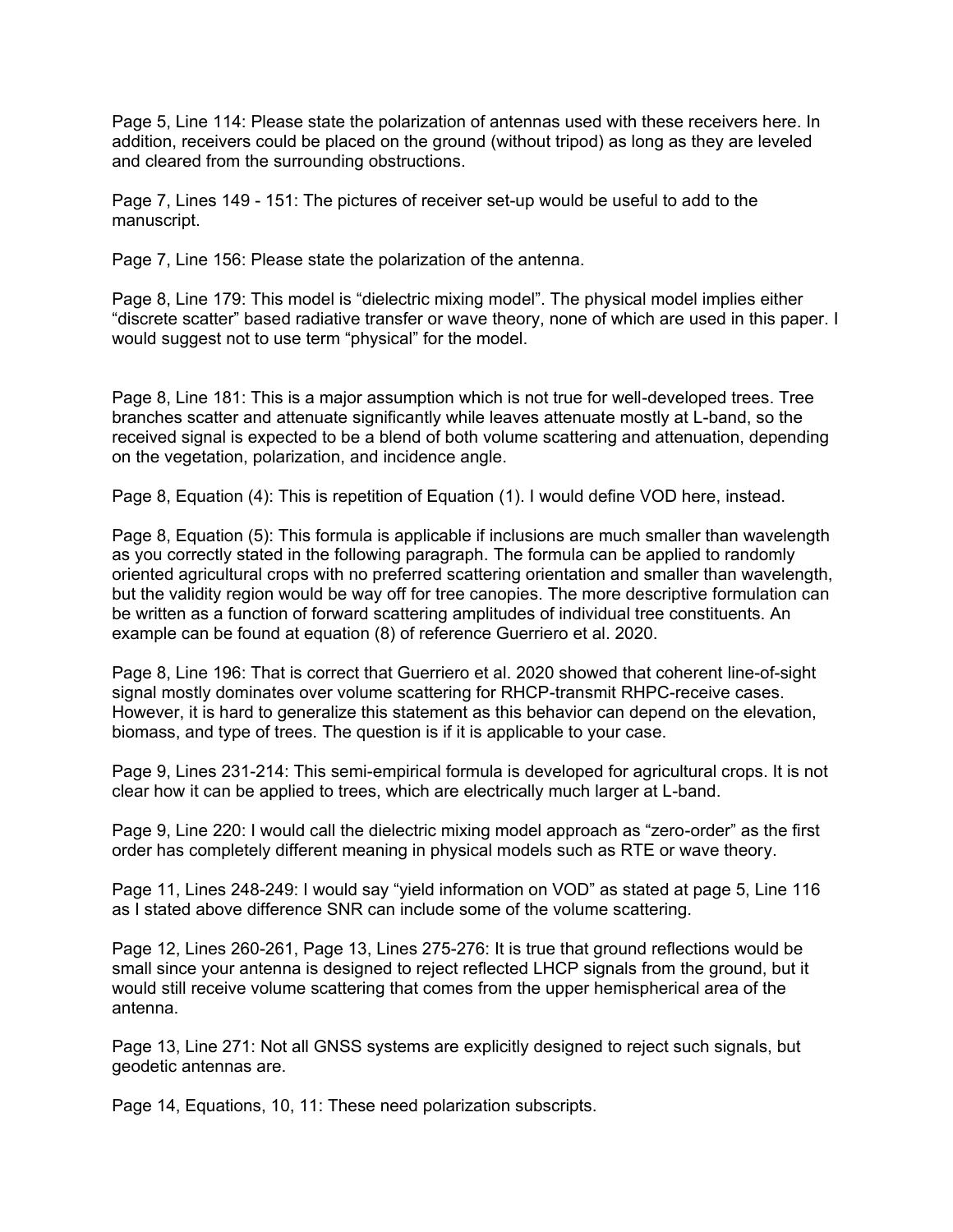Page 5, Line 114: Please state the polarization of antennas used with these receivers here. In addition, receivers could be placed on the ground (without tripod) as long as they are leveled and cleared from the surrounding obstructions.

Page 7, Lines 149 - 151: The pictures of receiver set-up would be useful to add to the manuscript.

Page 7, Line 156: Please state the polarization of the antenna.

Page 8, Line 179: This model is "dielectric mixing model". The physical model implies either "discrete scatter" based radiative transfer or wave theory, none of which are used in this paper. I would suggest not to use term "physical" for the model.

Page 8, Line 181: This is a major assumption which is not true for well-developed trees. Tree branches scatter and attenuate significantly while leaves attenuate mostly at L-band, so the received signal is expected to be a blend of both volume scattering and attenuation, depending on the vegetation, polarization, and incidence angle.

Page 8, Equation (4): This is repetition of Equation (1). I would define VOD here, instead.

Page 8, Equation (5): This formula is applicable if inclusions are much smaller than wavelength as you correctly stated in the following paragraph. The formula can be applied to randomly oriented agricultural crops with no preferred scattering orientation and smaller than wavelength, but the validity region would be way off for tree canopies. The more descriptive formulation can be written as a function of forward scattering amplitudes of individual tree constituents. An example can be found at equation (8) of reference Guerriero et al. 2020.

Page 8, Line 196: That is correct that Guerriero et al. 2020 showed that coherent line-of-sight signal mostly dominates over volume scattering for RHCP-transmit RHPC-receive cases. However, it is hard to generalize this statement as this behavior can depend on the elevation, biomass, and type of trees. The question is if it is applicable to your case.

Page 9, Lines 231-214: This semi-empirical formula is developed for agricultural crops. It is not clear how it can be applied to trees, which are electrically much larger at L-band.

Page 9, Line 220: I would call the dielectric mixing model approach as "zero-order" as the first order has completely different meaning in physical models such as RTE or wave theory.

Page 11, Lines 248-249: I would say "yield information on VOD" as stated at page 5, Line 116 as I stated above difference SNR can include some of the volume scattering.

Page 12, Lines 260-261, Page 13, Lines 275-276: It is true that ground reflections would be small since your antenna is designed to reject reflected LHCP signals from the ground, but it would still receive volume scattering that comes from the upper hemispherical area of the antenna.

Page 13, Line 271: Not all GNSS systems are explicitly designed to reject such signals, but geodetic antennas are.

Page 14, Equations, 10, 11: These need polarization subscripts.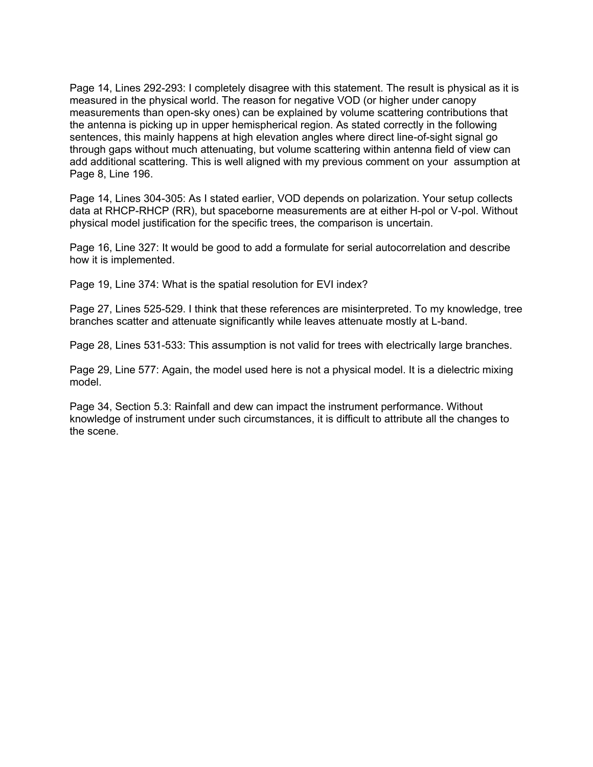Page 14, Lines 292-293: I completely disagree with this statement. The result is physical as it is measured in the physical world. The reason for negative VOD (or higher under canopy measurements than open-sky ones) can be explained by volume scattering contributions that the antenna is picking up in upper hemispherical region. As stated correctly in the following sentences, this mainly happens at high elevation angles where direct line-of-sight signal go through gaps without much attenuating, but volume scattering within antenna field of view can add additional scattering. This is well aligned with my previous comment on your assumption at Page 8, Line 196.

Page 14, Lines 304-305: As I stated earlier, VOD depends on polarization. Your setup collects data at RHCP-RHCP (RR), but spaceborne measurements are at either H-pol or V-pol. Without physical model justification for the specific trees, the comparison is uncertain.

Page 16, Line 327: It would be good to add a formulate for serial autocorrelation and describe how it is implemented.

Page 19, Line 374: What is the spatial resolution for EVI index?

Page 27, Lines 525-529. I think that these references are misinterpreted. To my knowledge, tree branches scatter and attenuate significantly while leaves attenuate mostly at L-band.

Page 28, Lines 531-533: This assumption is not valid for trees with electrically large branches.

Page 29, Line 577: Again, the model used here is not a physical model. It is a dielectric mixing model.

Page 34, Section 5.3: Rainfall and dew can impact the instrument performance. Without knowledge of instrument under such circumstances, it is difficult to attribute all the changes to the scene.